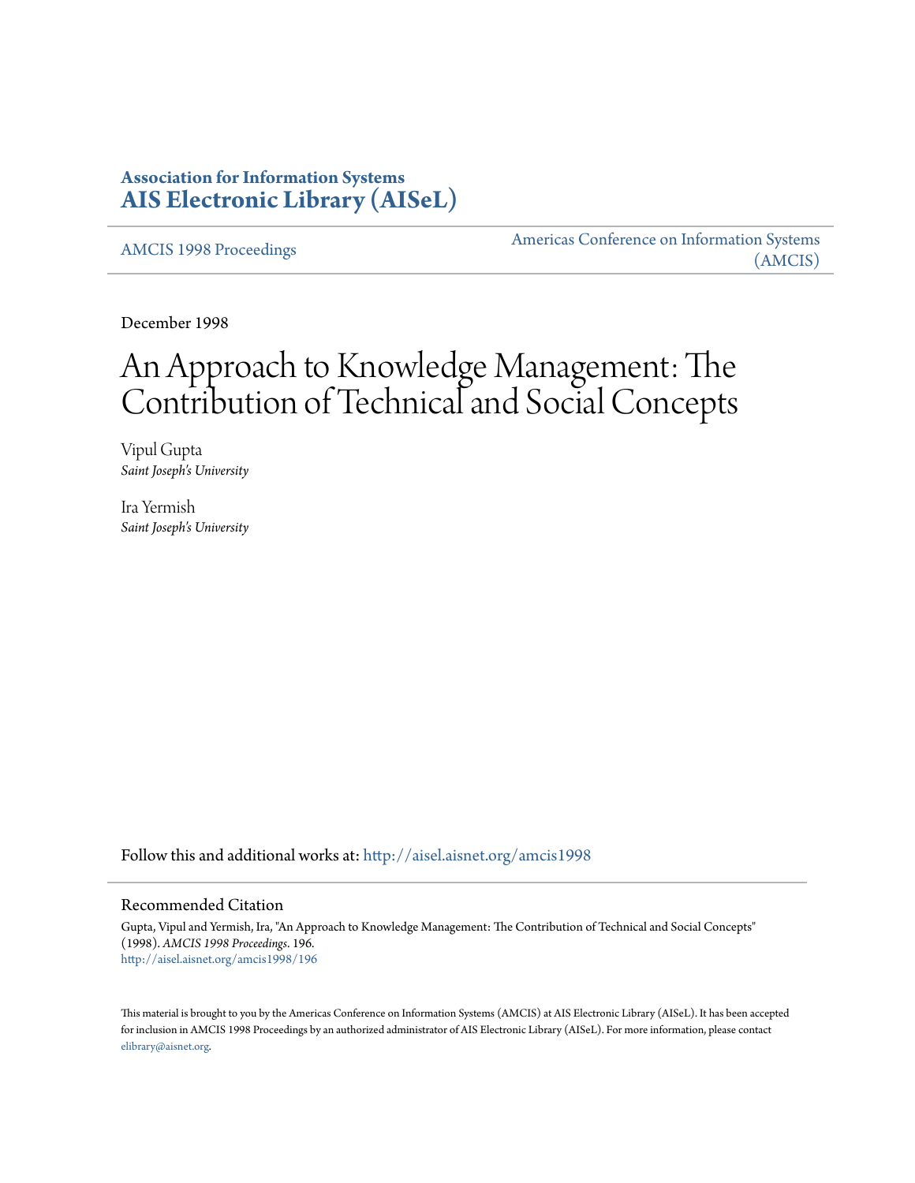**Association for Information Systems**
**AIS Electronic Library (AISeL)**

AMCIS 1998 Proceedings

Americas Conference on Information Systems (AMCIS)

December 1998

# An Approach to Knowledge Management: The Contribution of Technical and Social Concepts

Vipul Gupta
*Saint Joseph's University*

Ira Yermish
*Saint Joseph's University*

Follow this and additional works at: http://aisel.aisnet.org/amcis1998

## Recommended Citation

Gupta, Vipul and Yermish, Ira, "An Approach to Knowledge Management: The Contribution of Technical and Social Concepts" (1998). *AMCIS 1998 Proceedings*. 196.
http://aisel.aisnet.org/amcis1998/196

This material is brought to you by the Americas Conference on Information Systems (AMCIS) at AIS Electronic Library (AISeL). It has been accepted for inclusion in AMCIS 1998 Proceedings by an authorized administrator of AIS Electronic Library (AISeL). For more information, please contact elibrary@aisnet.org.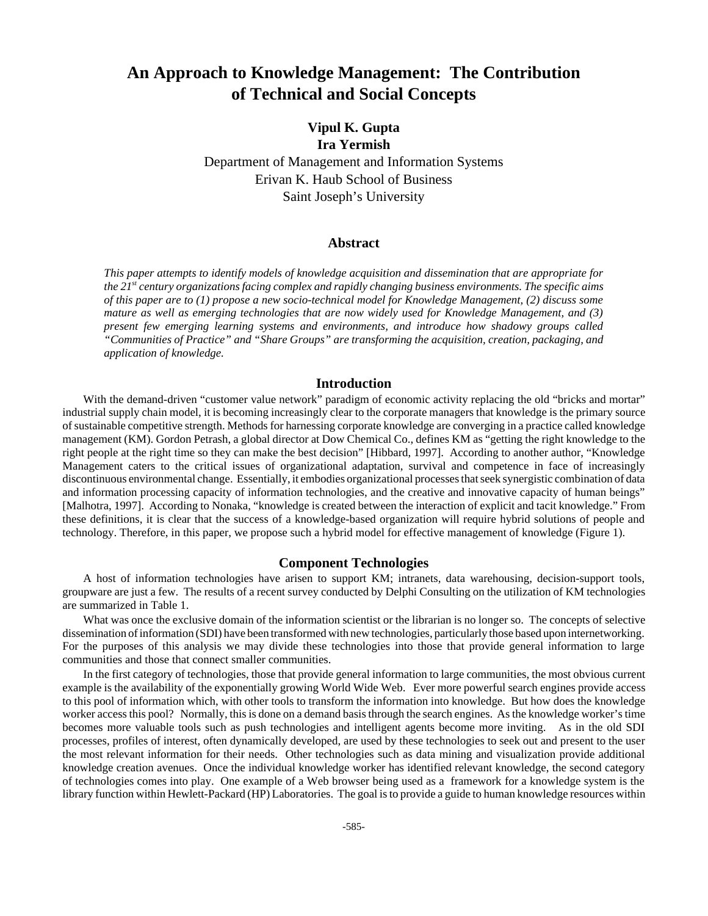# An Approach to Knowledge Management: The Contribution of Technical and Social Concepts

**Vipul K. Gupta**
**Ira Yermish**

Department of Management and Information Systems
Erivan K. Haub School of Business
Saint Joseph's University

## Abstract

*This paper attempts to identify models of knowledge acquisition and dissemination that are appropriate for the 21st century organizations facing complex and rapidly changing business environments. The specific aims of this paper are to (1) propose a new socio-technical model for Knowledge Management, (2) discuss some mature as well as emerging technologies that are now widely used for Knowledge Management, and (3) present few emerging learning systems and environments, and introduce how shadowy groups called "Communities of Practice" and "Share Groups" are transforming the acquisition, creation, packaging, and application of knowledge.*

## Introduction

With the demand-driven "customer value network" paradigm of economic activity replacing the old "bricks and mortar" industrial supply chain model, it is becoming increasingly clear to the corporate managers that knowledge is the primary source of sustainable competitive strength. Methods for harnessing corporate knowledge are converging in a practice called knowledge management (KM). Gordon Petrash, a global director at Dow Chemical Co., defines KM as "getting the right knowledge to the right people at the right time so they can make the best decision" [Hibbard, 1997]. According to another author, "Knowledge Management caters to the critical issues of organizational adaptation, survival and competence in face of increasingly discontinuous environmental change. Essentially, it embodies organizational processes that seek synergistic combination of data and information processing capacity of information technologies, and the creative and innovative capacity of human beings" [Malhotra, 1997]. According to Nonaka, "knowledge is created between the interaction of explicit and tacit knowledge." From these definitions, it is clear that the success of a knowledge-based organization will require hybrid solutions of people and technology. Therefore, in this paper, we propose such a hybrid model for effective management of knowledge (Figure 1).

## Component Technologies

A host of information technologies have arisen to support KM; intranets, data warehousing, decision-support tools, groupware are just a few. The results of a recent survey conducted by Delphi Consulting on the utilization of KM technologies are summarized in Table 1.

What was once the exclusive domain of the information scientist or the librarian is no longer so. The concepts of selective dissemination of information (SDI) have been transformed with new technologies, particularly those based upon internetworking. For the purposes of this analysis we may divide these technologies into those that provide general information to large communities and those that connect smaller communities.

In the first category of technologies, those that provide general information to large communities, the most obvious current example is the availability of the exponentially growing World Wide Web. Ever more powerful search engines provide access to this pool of information which, with other tools to transform the information into knowledge. But how does the knowledge worker access this pool? Normally, this is done on a demand basis through the search engines. As the knowledge worker's time becomes more valuable tools such as push technologies and intelligent agents become more inviting. As in the old SDI processes, profiles of interest, often dynamically developed, are used by these technologies to seek out and present to the user the most relevant information for their needs. Other technologies such as data mining and visualization provide additional knowledge creation avenues. Once the individual knowledge worker has identified relevant knowledge, the second category of technologies comes into play. One example of a Web browser being used as a framework for a knowledge system is the library function within Hewlett-Packard (HP) Laboratories. The goal is to provide a guide to human knowledge resources within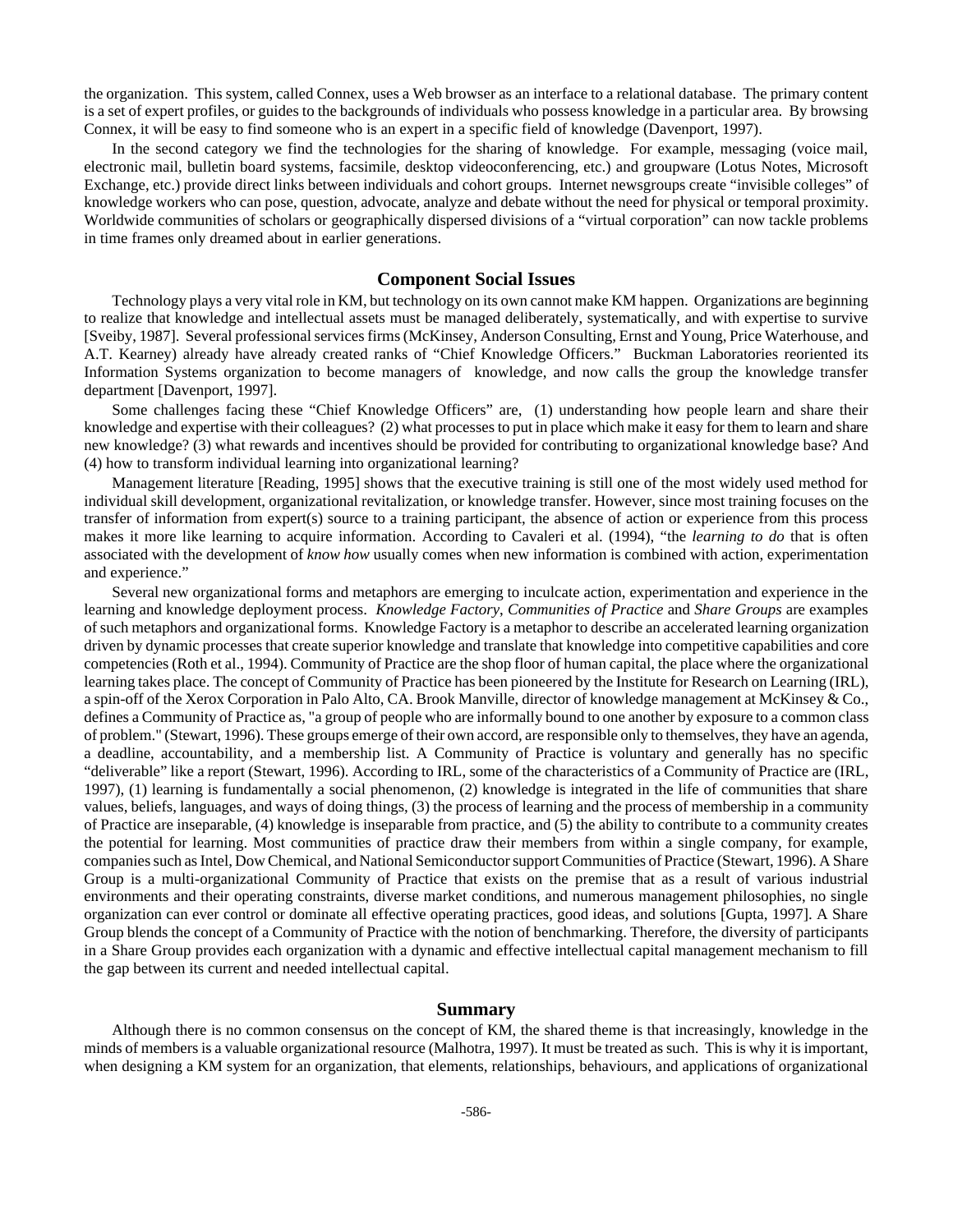the organization. This system, called Connex, uses a Web browser as an interface to a relational database. The primary content is a set of expert profiles, or guides to the backgrounds of individuals who possess knowledge in a particular area. By browsing Connex, it will be easy to find someone who is an expert in a specific field of knowledge (Davenport, 1997).

In the second category we find the technologies for the sharing of knowledge. For example, messaging (voice mail, electronic mail, bulletin board systems, facsimile, desktop videoconferencing, etc.) and groupware (Lotus Notes, Microsoft Exchange, etc.) provide direct links between individuals and cohort groups. Internet newsgroups create "invisible colleges" of knowledge workers who can pose, question, advocate, analyze and debate without the need for physical or temporal proximity. Worldwide communities of scholars or geographically dispersed divisions of a "virtual corporation" can now tackle problems in time frames only dreamed about in earlier generations.

## Component Social Issues

Technology plays a very vital role in KM, but technology on its own cannot make KM happen. Organizations are beginning to realize that knowledge and intellectual assets must be managed deliberately, systematically, and with expertise to survive [Sveiby, 1987]. Several professional services firms (McKinsey, Anderson Consulting, Ernst and Young, Price Waterhouse, and A.T. Kearney) already have already created ranks of "Chief Knowledge Officers." Buckman Laboratories reoriented its Information Systems organization to become managers of knowledge, and now calls the group the knowledge transfer department [Davenport, 1997].

Some challenges facing these "Chief Knowledge Officers" are, (1) understanding how people learn and share their knowledge and expertise with their colleagues? (2) what processes to put in place which make it easy for them to learn and share new knowledge? (3) what rewards and incentives should be provided for contributing to organizational knowledge base? And (4) how to transform individual learning into organizational learning?

Management literature [Reading, 1995] shows that the executive training is still one of the most widely used method for individual skill development, organizational revitalization, or knowledge transfer. However, since most training focuses on the transfer of information from expert(s) source to a training participant, the absence of action or experience from this process makes it more like learning to acquire information. According to Cavaleri et al. (1994), "the *learning to do* that is often associated with the development of *know how* usually comes when new information is combined with action, experimentation and experience."

Several new organizational forms and metaphors are emerging to inculcate action, experimentation and experience in the learning and knowledge deployment process. *Knowledge Factory*, *Communities of Practice* and *Share Groups* are examples of such metaphors and organizational forms. Knowledge Factory is a metaphor to describe an accelerated learning organization driven by dynamic processes that create superior knowledge and translate that knowledge into competitive capabilities and core competencies (Roth et al., 1994). Community of Practice are the shop floor of human capital, the place where the organizational learning takes place. The concept of Community of Practice has been pioneered by the Institute for Research on Learning (IRL), a spin-off of the Xerox Corporation in Palo Alto, CA. Brook Manville, director of knowledge management at McKinsey & Co., defines a Community of Practice as, "a group of people who are informally bound to one another by exposure to a common class of problem." (Stewart, 1996). These groups emerge of their own accord, are responsible only to themselves, they have an agenda, a deadline, accountability, and a membership list. A Community of Practice is voluntary and generally has no specific "deliverable" like a report (Stewart, 1996). According to IRL, some of the characteristics of a Community of Practice are (IRL, 1997), (1) learning is fundamentally a social phenomenon, (2) knowledge is integrated in the life of communities that share values, beliefs, languages, and ways of doing things, (3) the process of learning and the process of membership in a community of Practice are inseparable, (4) knowledge is inseparable from practice, and (5) the ability to contribute to a community creates the potential for learning. Most communities of practice draw their members from within a single company, for example, companies such as Intel, Dow Chemical, and National Semiconductor support Communities of Practice (Stewart, 1996). A Share Group is a multi-organizational Community of Practice that exists on the premise that as a result of various industrial environments and their operating constraints, diverse market conditions, and numerous management philosophies, no single organization can ever control or dominate all effective operating practices, good ideas, and solutions [Gupta, 1997]. A Share Group blends the concept of a Community of Practice with the notion of benchmarking. Therefore, the diversity of participants in a Share Group provides each organization with a dynamic and effective intellectual capital management mechanism to fill the gap between its current and needed intellectual capital.

## Summary

Although there is no common consensus on the concept of KM, the shared theme is that increasingly, knowledge in the minds of members is a valuable organizational resource (Malhotra, 1997). It must be treated as such. This is why it is important, when designing a KM system for an organization, that elements, relationships, behaviours, and applications of organizational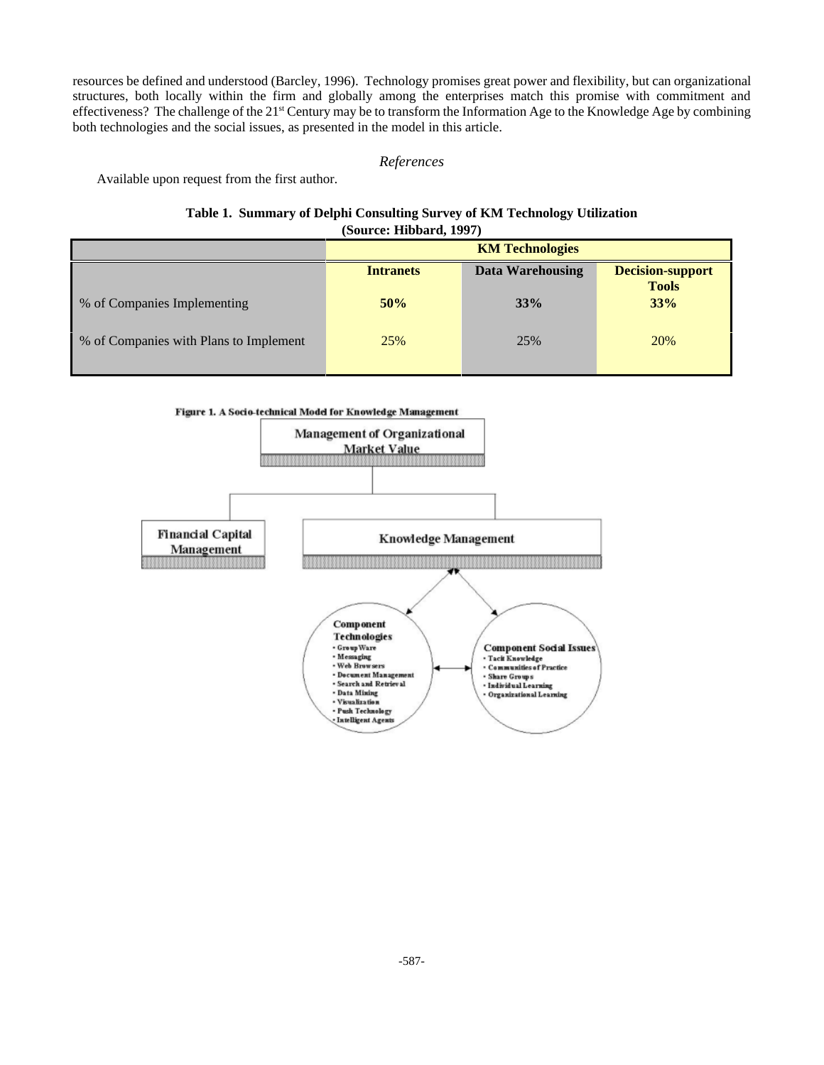resources be defined and understood (Barcley, 1996). Technology promises great power and flexibility, but can organizational structures, both locally within the firm and globally among the enterprises match this promise with commitment and effectiveness? The challenge of the 21st Century may be to transform the Information Age to the Knowledge Age by combining both technologies and the social issues, as presented in the model in this article.

## *References*

Available upon request from the first author.

**Table 1. Summary of Delphi Consulting Survey of KM Technology Utilization (Source: Hibbard, 1997)**

| | KM Technologies | | |
|---|---|---|---|
| | **Intranets** | **Data Warehousing** | **Decision-support Tools** |
| % of Companies Implementing | **50%** | **33%** | **33%** |
| % of Companies with Plans to Implement | 25% | 25% | 20% |

Figure 1. A Socio-technical Model for Knowledge Management

Management of Organizational Market Value

Financial Capital Management

Knowledge Management

Component Technologies
- Group Ware
- Messaging
- Web Browsers
- Document Management
- Search and Retrieval
- Data Mining
- Visualization
- Push Technology
- Intelligent Agents

Component Social Issues
- Tacit Knowledge
- Communities of Practice
- Share Groups
- Individual Learning
- Organizational Learning